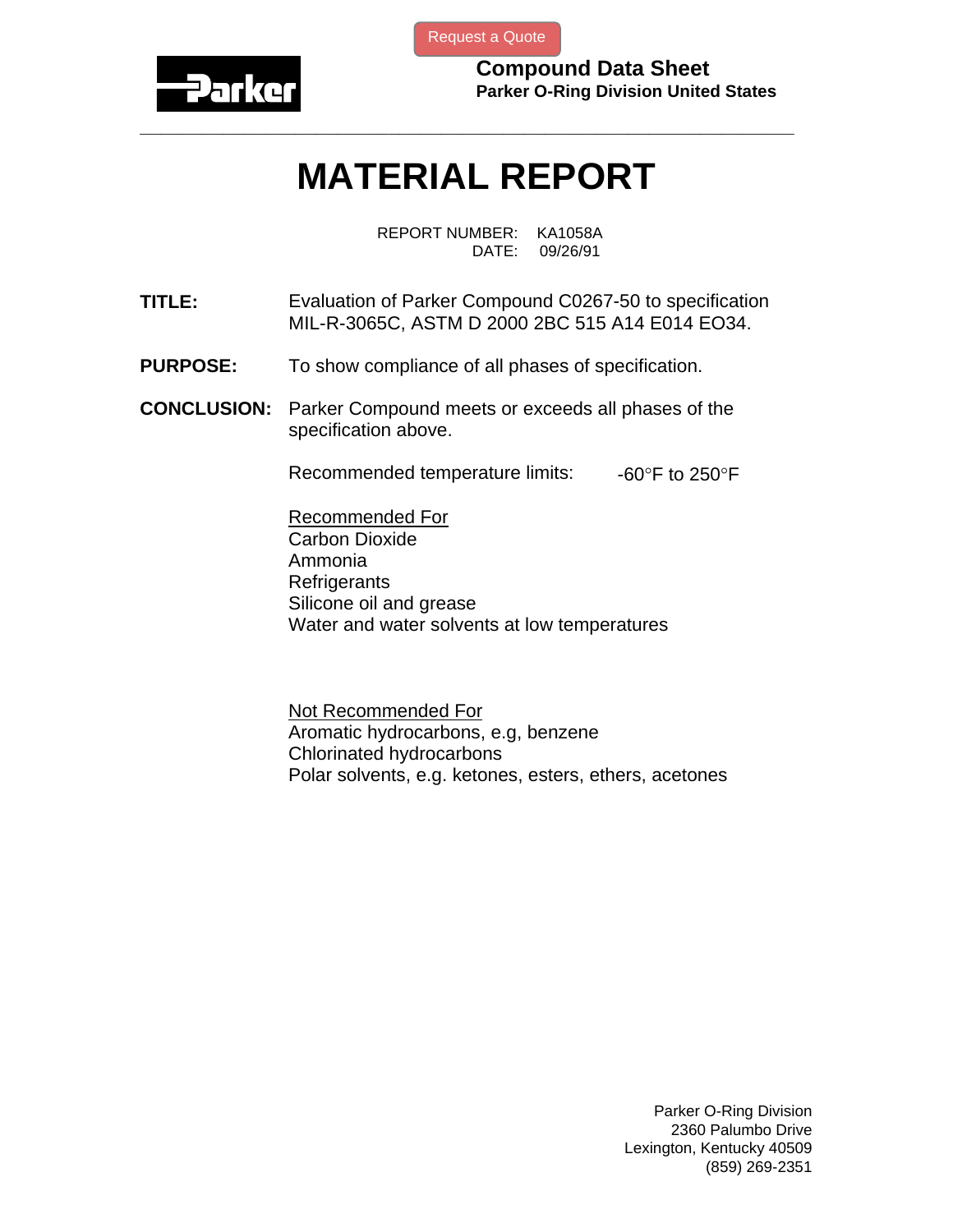Request a Quote

Parker

**Compound Data Sheet**
**Parker O-Ring Division United States**

---

# MATERIAL REPORT

REPORT NUMBER: KA1058A
DATE: 09/26/91

**TITLE:** Evaluation of Parker Compound C0267-50 to specification MIL-R-3065C, ASTM D 2000 2BC 515 A14 E014 EO34.

**PURPOSE:** To show compliance of all phases of specification.

**CONCLUSION:** Parker Compound meets or exceeds all phases of the specification above.

Recommended temperature limits: -60°F to 250°F

<u>Recommended For</u>
Carbon Dioxide
Ammonia
Refrigerants
Silicone oil and grease
Water and water solvents at low temperatures

<u>Not Recommended For</u>
Aromatic hydrocarbons, e.g, benzene
Chlorinated hydrocarbons
Polar solvents, e.g. ketones, esters, ethers, acetones

Parker O-Ring Division
2360 Palumbo Drive
Lexington, Kentucky 40509
(859) 269-2351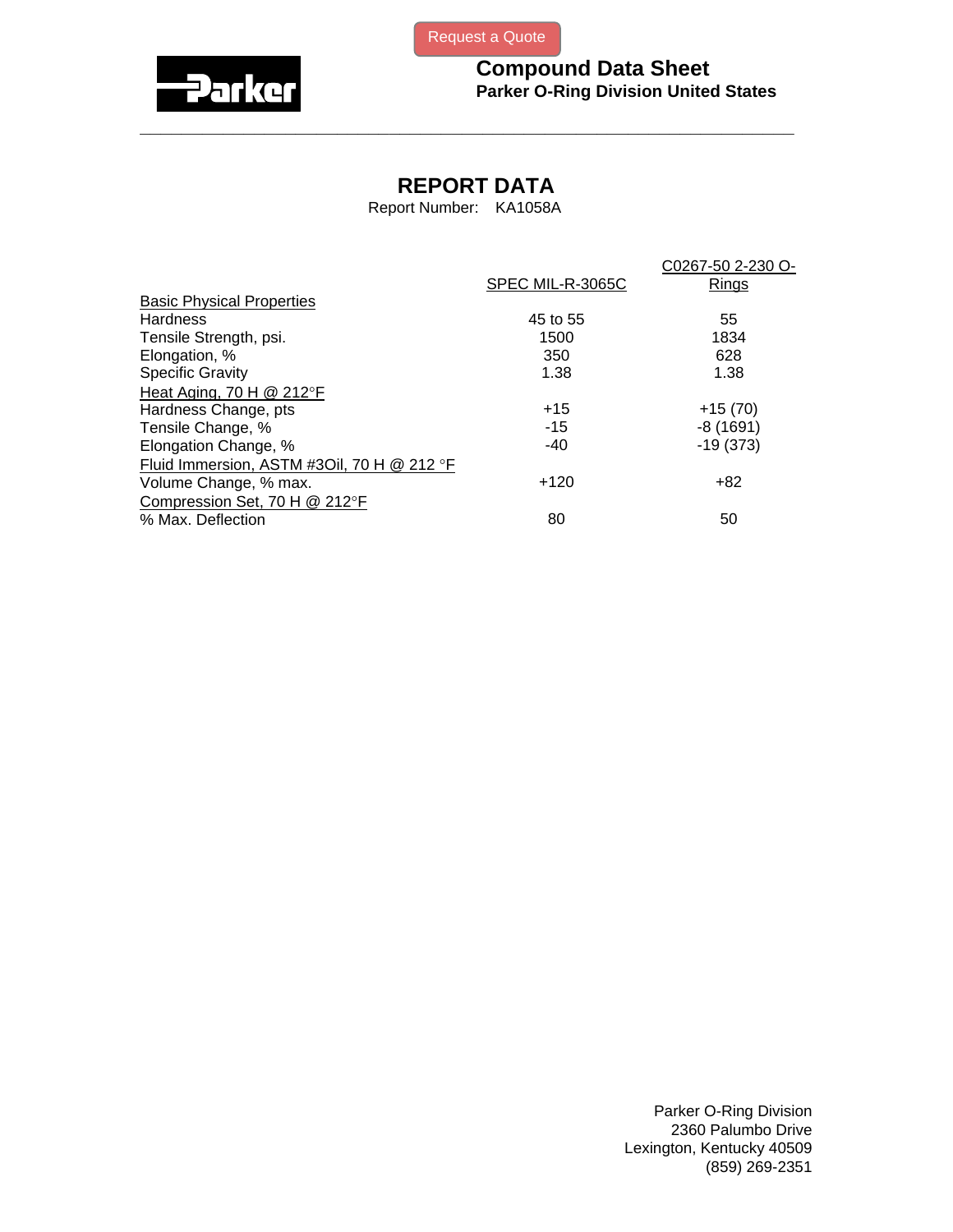Request a Quote

**Compound Data Sheet**
**Parker O-Ring Division United States**

# REPORT DATA

Report Number: KA1058A

| | SPEC MIL-R-3065C | C0267-50 2-230 O-Rings |
|---|---|---|
| Basic Physical Properties | | |
| Hardness | 45 to 55 | 55 |
| Tensile Strength, psi. | 1500 | 1834 |
| Elongation, % | 350 | 628 |
| Specific Gravity | 1.38 | 1.38 |
| Heat Aging, 70 H @ 212°F | | |
| Hardness Change, pts | +15 | +15 (70) |
| Tensile Change, % | -15 | -8 (1691) |
| Elongation Change, % | -40 | -19 (373) |
| Fluid Immersion, ASTM #3Oil, 70 H @ 212 °F | | |
| Volume Change, % max. | +120 | +82 |
| Compression Set, 70 H @ 212°F | | |
| % Max. Deflection | 80 | 50 |

Parker O-Ring Division
2360 Palumbo Drive
Lexington, Kentucky 40509
(859) 269-2351